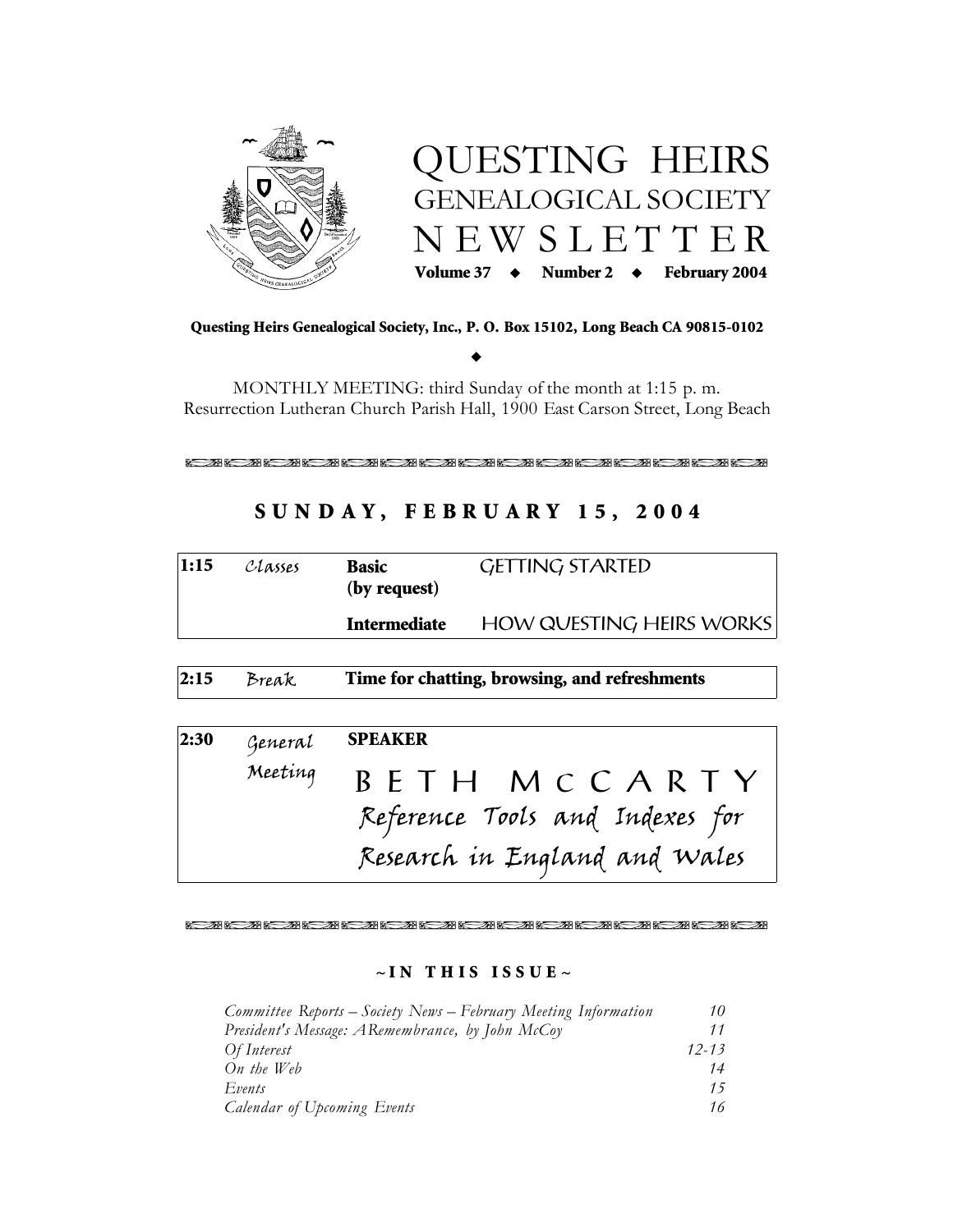# QUESTING HEIRS
## GENEALOGICAL SOCIETY
## NEWSLETTER

**Volume 37 ◆ Number 2 ◆ February 2004**

**Questing Heirs Genealogical Society, Inc., P. O. Box 15102, Long Beach CA 90815-0102**

◆

MONTHLY MEETING: third Sunday of the month at 1:15 p. m.
Resurrection Lutheran Church Parish Hall, 1900 East Carson Street, Long Beach

## SUNDAY, FEBRUARY 15, 2004

| | | | |
|---|---|---|---|
| **1:15** | *Classes* | **Basic (by request)** | GETTING STARTED |
| | | **Intermediate** | HOW QUESTING HEIRS WORKS |

| | | |
|---|---|---|
| **2:15** | *Break* | **Time for chatting, browsing, and refreshments** |

| | | |
|---|---|---|
| **2:30** | *General Meeting* | **SPEAKER** |
| | | BETH McCARTY |
| | | *Reference Tools and Indexes for Research in England and Wales* |

### ~IN THIS ISSUE~

| | |
|---|---|
| *Committee Reports – Society News – February Meeting Information* | 10 |
| *President's Message: ARemembrance, by John McCoy* | 11 |
| *Of Interest* | 12-13 |
| *On the Web* | 14 |
| *Events* | 15 |
| *Calendar of Upcoming Events* | 16 |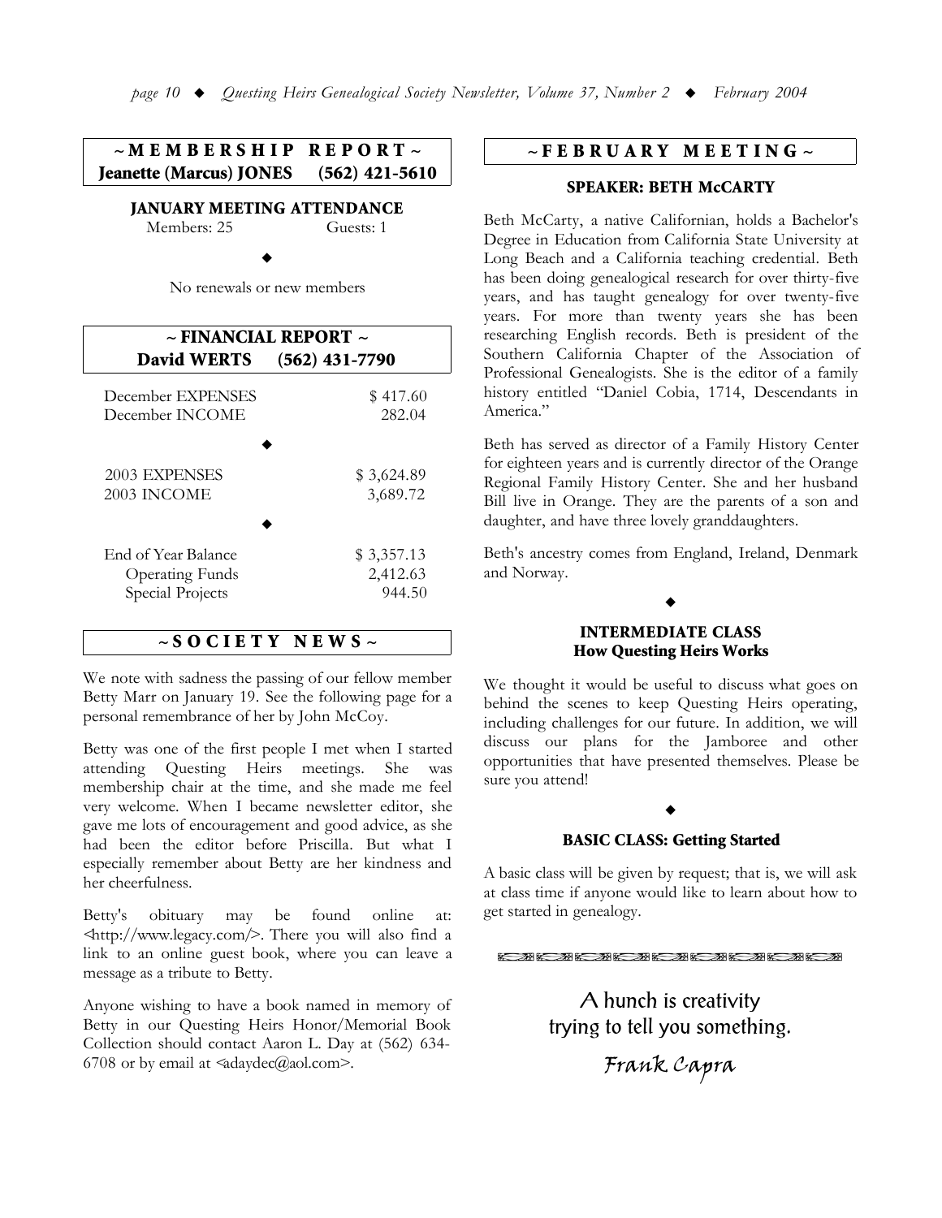## ~ MEMBERSHIP REPORT ~

**Jeanette (Marcus) JONES (562) 421-5610**

### JANUARY MEETING ATTENDANCE

Members: 25 Guests: 1

◆

No renewals or new members

## ~ FINANCIAL REPORT ~

**David WERTS (562) 431-7790**

| | |
|---|---|
| December EXPENSES | $ 417.60 |
| December INCOME | 282.04 |

◆

| | |
|---|---|
| 2003 EXPENSES | $ 3,624.89 |
| 2003 INCOME | 3,689.72 |

◆

| | |
|---|---|
| End of Year Balance | $ 3,357.13 |
| Operating Funds | 2,412.63 |
| Special Projects | 944.50 |

## ~ SOCIETY NEWS ~

We note with sadness the passing of our fellow member Betty Marr on January 19. See the following page for a personal remembrance of her by John McCoy.

Betty was one of the first people I met when I started attending Questing Heirs meetings. She was membership chair at the time, and she made me feel very welcome. When I became newsletter editor, she gave me lots of encouragement and good advice, as she had been the editor before Priscilla. But what I especially remember about Betty are her kindness and her cheerfulness.

Betty's obituary may be found online at: <http://www.legacy.com/>. There you will also find a link to an online guest book, where you can leave a message as a tribute to Betty.

Anyone wishing to have a book named in memory of Betty in our Questing Heirs Honor/Memorial Book Collection should contact Aaron L. Day at (562) 634-6708 or by email at <adaydec@aol.com>.

## ~ FEBRUARY MEETING ~

### SPEAKER: BETH McCARTY

Beth McCarty, a native Californian, holds a Bachelor's Degree in Education from California State University at Long Beach and a California teaching credential. Beth has been doing genealogical research for over thirty-five years, and has taught genealogy for over twenty-five years. For more than twenty years she has been researching English records. Beth is president of the Southern California Chapter of the Association of Professional Genealogists. She is the editor of a family history entitled "Daniel Cobia, 1714, Descendants in America."

Beth has served as director of a Family History Center for eighteen years and is currently director of the Orange Regional Family History Center. She and her husband Bill live in Orange. They are the parents of a son and daughter, and have three lovely granddaughters.

Beth's ancestry comes from England, Ireland, Denmark and Norway.

◆

### INTERMEDIATE CLASS
### How Questing Heirs Works

We thought it would be useful to discuss what goes on behind the scenes to keep Questing Heirs operating, including challenges for our future. In addition, we will discuss our plans for the Jamboree and other opportunities that have presented themselves. Please be sure you attend!

◆

### BASIC CLASS: Getting Started

A basic class will be given by request; that is, we will ask at class time if anyone would like to learn about how to get started in genealogy.

A hunch is creativity trying to tell you something.

*Frank Capra*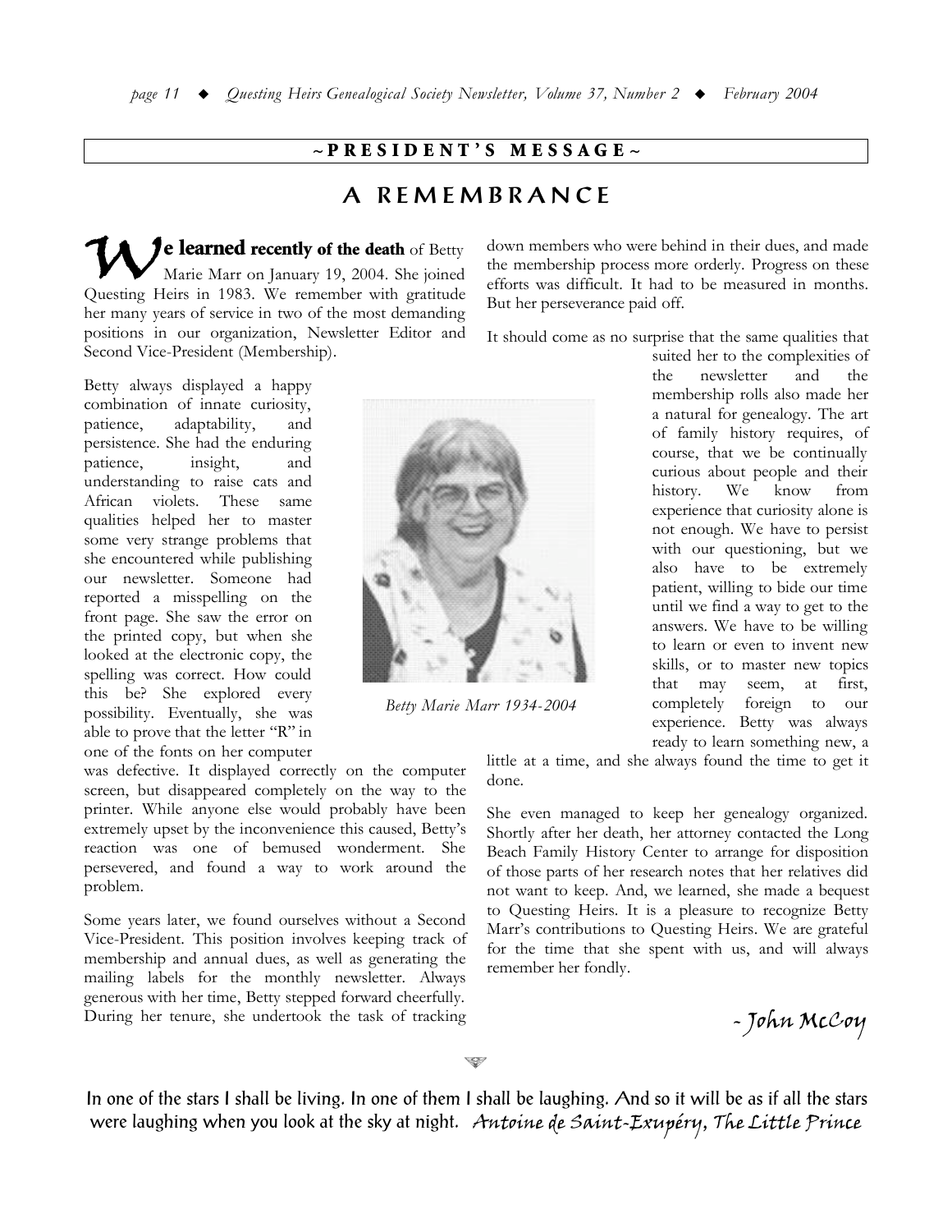## ~PRESIDENT'S MESSAGE~

# A REMEMBRANCE

**We learned recently of the death** of Betty Marie Marr on January 19, 2004. She joined Questing Heirs in 1983. We remember with gratitude her many years of service in two of the most demanding positions in our organization, Newsletter Editor and Second Vice-President (Membership).

Betty always displayed a happy combination of innate curiosity, patience, adaptability, and persistence. She had the enduring patience, insight, and understanding to raise cats and African violets. These same qualities helped her to master some very strange problems that she encountered while publishing our newsletter. Someone had reported a misspelling on the front page. She saw the error on the printed copy, but when she looked at the electronic copy, the spelling was correct. How could this be? She explored every possibility. Eventually, she was able to prove that the letter "R" in one of the fonts on her computer was defective. It displayed correctly on the computer screen, but disappeared completely on the way to the printer. While anyone else would probably have been extremely upset by the inconvenience this caused, Betty's reaction was one of bemused wonderment. She persevered, and found a way to work around the problem.

Some years later, we found ourselves without a Second Vice-President. This position involves keeping track of membership and annual dues, as well as generating the mailing labels for the monthly newsletter. Always generous with her time, Betty stepped forward cheerfully. During her tenure, she undertook the task of tracking down members who were behind in their dues, and made the membership process more orderly. Progress on these efforts was difficult. It had to be measured in months. But her perseverance paid off.

*Betty Marie Marr 1934-2004*

It should come as no surprise that the same qualities that suited her to the complexities of the newsletter and the membership rolls also made her a natural for genealogy. The art of family history requires, of course, that we be continually curious about people and their history. We know from experience that curiosity alone is not enough. We have to persist with our questioning, but we also have to be extremely patient, willing to bide our time until we find a way to get to the answers. We have to be willing to learn or even to invent new skills, or to master new topics that may seem, at first, completely foreign to our experience. Betty was always ready to learn something new, a little at a time, and she always found the time to get it done.

She even managed to keep her genealogy organized. Shortly after her death, her attorney contacted the Long Beach Family History Center to arrange for disposition of those parts of her research notes that her relatives did not want to keep. And, we learned, she made a bequest to Questing Heirs. It is a pleasure to recognize Betty Marr's contributions to Questing Heirs. We are grateful for the time that she spent with us, and will always remember her fondly.

*- John McCoy*

In one of the stars I shall be living. In one of them I shall be laughing. And so it will be as if all the stars were laughing when you look at the sky at night. *Antoine de Saint-Exupéry, The Little Prince*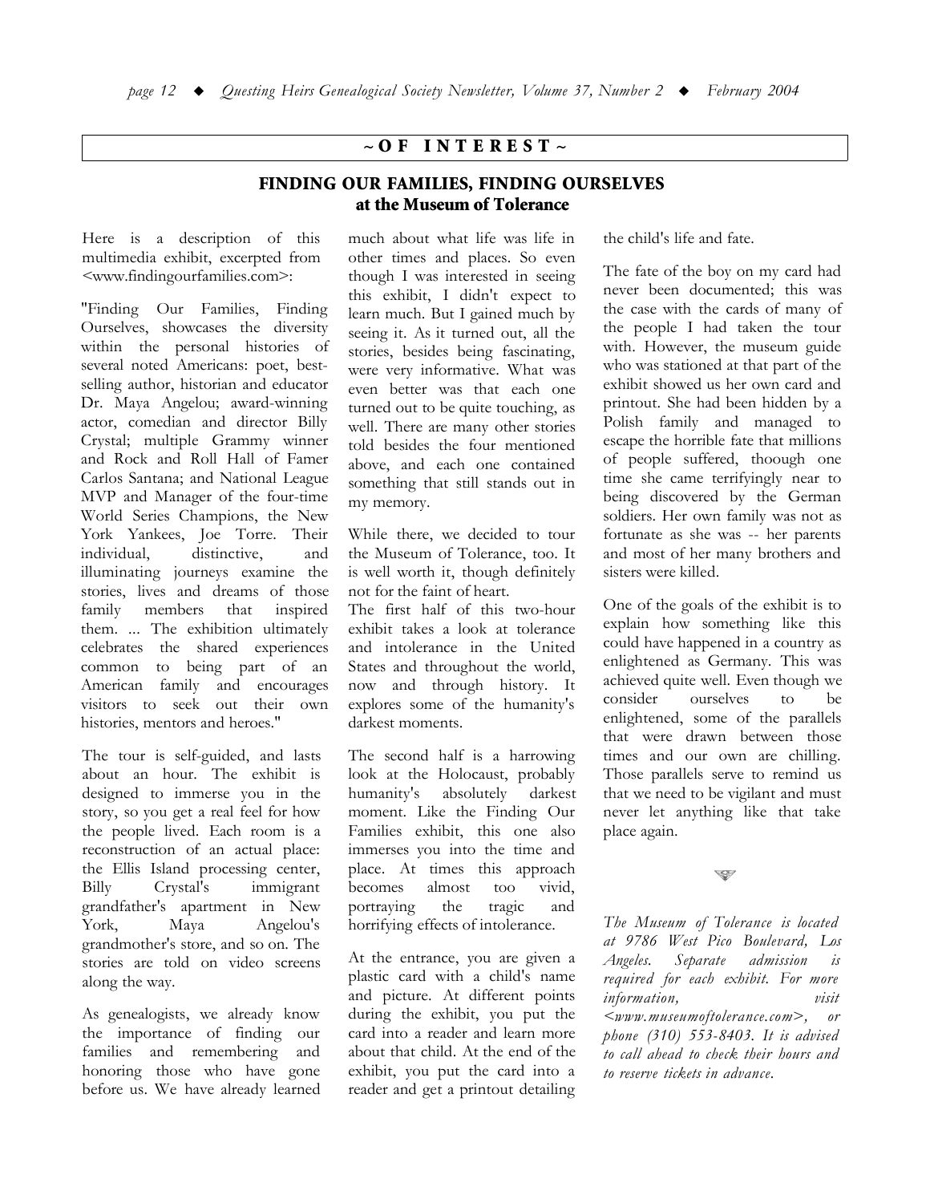## ~ OF INTEREST ~

### FINDING OUR FAMILIES, FINDING OURSELVES at the Museum of Tolerance

Here is a description of this multimedia exhibit, excerpted from <www.findingourfamilies.com>:

"Finding Our Families, Finding Ourselves, showcases the diversity within the personal histories of several noted Americans: poet, best-selling author, historian and educator Dr. Maya Angelou; award-winning actor, comedian and director Billy Crystal; multiple Grammy winner and Rock and Roll Hall of Famer Carlos Santana; and National League MVP and Manager of the four-time World Series Champions, the New York Yankees, Joe Torre. Their individual, distinctive, and illuminating journeys examine the stories, lives and dreams of those family members that inspired them. ... The exhibition ultimately celebrates the shared experiences common to being part of an American family and encourages visitors to seek out their own histories, mentors and heroes."

The tour is self-guided, and lasts about an hour. The exhibit is designed to immerse you in the story, so you get a real feel for how the people lived. Each room is a reconstruction of an actual place: the Ellis Island processing center, Billy Crystal's immigrant grandfather's apartment in New York, Maya Angelou's grandmother's store, and so on. The stories are told on video screens along the way.

As genealogists, we already know the importance of finding our families and remembering and honoring those who have gone before us. We have already learned much about what life was life in other times and places. So even though I was interested in seeing this exhibit, I didn't expect to learn much. But I gained much by seeing it. As it turned out, all the stories, besides being fascinating, were very informative. What was even better was that each one turned out to be quite touching, as well. There are many other stories told besides the four mentioned above, and each one contained something that still stands out in my memory.

While there, we decided to tour the Museum of Tolerance, too. It is well worth it, though definitely not for the faint of heart.
The first half of this two-hour exhibit takes a look at tolerance and intolerance in the United States and throughout the world, now and through history. It explores some of the humanity's darkest moments.

The second half is a harrowing look at the Holocaust, probably humanity's absolutely darkest moment. Like the Finding Our Families exhibit, this one also immerses you into the time and place. At times this approach becomes almost too vivid, portraying the tragic and horrifying effects of intolerance.

At the entrance, you are given a plastic card with a child's name and picture. At different points during the exhibit, you put the card into a reader and learn more about that child. At the end of the exhibit, you put the card into a reader and get a printout detailing the child's life and fate.

The fate of the boy on my card had never been documented; this was the case with the cards of many of the people I had taken the tour with. However, the museum guide who was stationed at that part of the exhibit showed us her own card and printout. She had been hidden by a Polish family and managed to escape the horrible fate that millions of people suffered, thoough one time she came terrifyingly near to being discovered by the German soldiers. Her own family was not as fortunate as she was -- her parents and most of her many brothers and sisters were killed.

One of the goals of the exhibit is to explain how something like this could have happened in a country as enlightened as Germany. This was achieved quite well. Even though we consider ourselves to be enlightened, some of the parallels that were drawn between those times and our own are chilling. Those parallels serve to remind us that we need to be vigilant and must never let anything like that take place again.

*The Museum of Tolerance is located at 9786 West Pico Boulevard, Los Angeles. Separate admission is required for each exhibit. For more information, visit <www.museumoftolerance.com>, or phone (310) 553-8403. It is advised to call ahead to check their hours and to reserve tickets in advance.*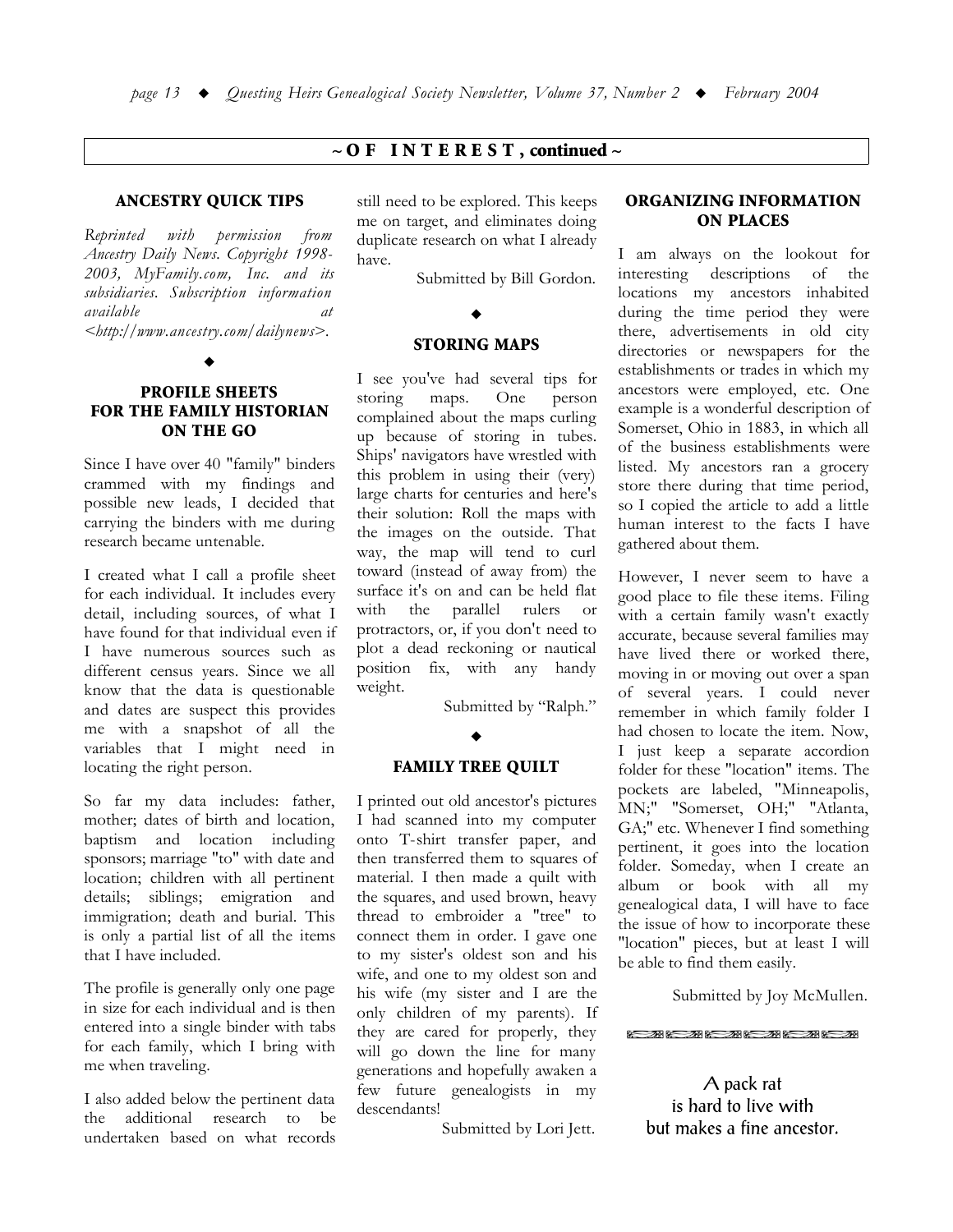## ~ OF INTEREST, continued ~

### ANCESTRY QUICK TIPS

*Reprinted with permission from Ancestry Daily News. Copyright 1998-2003, MyFamily.com, Inc. and its subsidiaries. Subscription information available at <http://www.ancestry.com/dailynews>.*

◆

### PROFILE SHEETS FOR THE FAMILY HISTORIAN ON THE GO

Since I have over 40 "family" binders crammed with my findings and possible new leads, I decided that carrying the binders with me during research became untenable.

I created what I call a profile sheet for each individual. It includes every detail, including sources, of what I have found for that individual even if I have numerous sources such as different census years. Since we all know that the data is questionable and dates are suspect this provides me with a snapshot of all the variables that I might need in locating the right person.

So far my data includes: father, mother; dates of birth and location, baptism and location including sponsors; marriage "to" with date and location; children with all pertinent details; siblings; emigration and immigration; death and burial. This is only a partial list of all the items that I have included.

The profile is generally only one page in size for each individual and is then entered into a single binder with tabs for each family, which I bring with me when traveling.

I also added below the pertinent data the additional research to be undertaken based on what records still need to be explored. This keeps me on target, and eliminates doing duplicate research on what I already have.

Submitted by Bill Gordon.

◆

### STORING MAPS

I see you've had several tips for storing maps. One person complained about the maps curling up because of storing in tubes. Ships' navigators have wrestled with this problem in using their (very) large charts for centuries and here's their solution: Roll the maps with the images on the outside. That way, the map will tend to curl toward (instead of away from) the surface it's on and can be held flat with the parallel rulers or protractors, or, if you don't need to plot a dead reckoning or nautical position fix, with any handy weight.

Submitted by "Ralph."

◆

### FAMILY TREE QUILT

I printed out old ancestor's pictures I had scanned into my computer onto T-shirt transfer paper, and then transferred them to squares of material. I then made a quilt with the squares, and used brown, heavy thread to embroider a "tree" to connect them in order. I gave one to my sister's oldest son and his wife, and one to my oldest son and his wife (my sister and I are the only children of my parents). If they are cared for properly, they will go down the line for many generations and hopefully awaken a few future genealogists in my descendants!

Submitted by Lori Jett.

### ORGANIZING INFORMATION ON PLACES

I am always on the lookout for interesting descriptions of the locations my ancestors inhabited during the time period they were there, advertisements in old city directories or newspapers for the establishments or trades in which my ancestors were employed, etc. One example is a wonderful description of Somerset, Ohio in 1883, in which all of the business establishments were listed. My ancestors ran a grocery store there during that time period, so I copied the article to add a little human interest to the facts I have gathered about them.

However, I never seem to have a good place to file these items. Filing with a certain family wasn't exactly accurate, because several families may have lived there or worked there, moving in or moving out over a span of several years. I could never remember in which family folder I had chosen to locate the item. Now, I just keep a separate accordion folder for these "location" items. The pockets are labeled, "Minneapolis, MN;" "Somerset, OH;" "Atlanta, GA;" etc. Whenever I find something pertinent, it goes into the location folder. Someday, when I create an album or book with all my genealogical data, I will have to face the issue of how to incorporate these "location" pieces, but at least I will be able to find them easily.

Submitted by Joy McMullen.

A pack rat
is hard to live with
but makes a fine ancestor.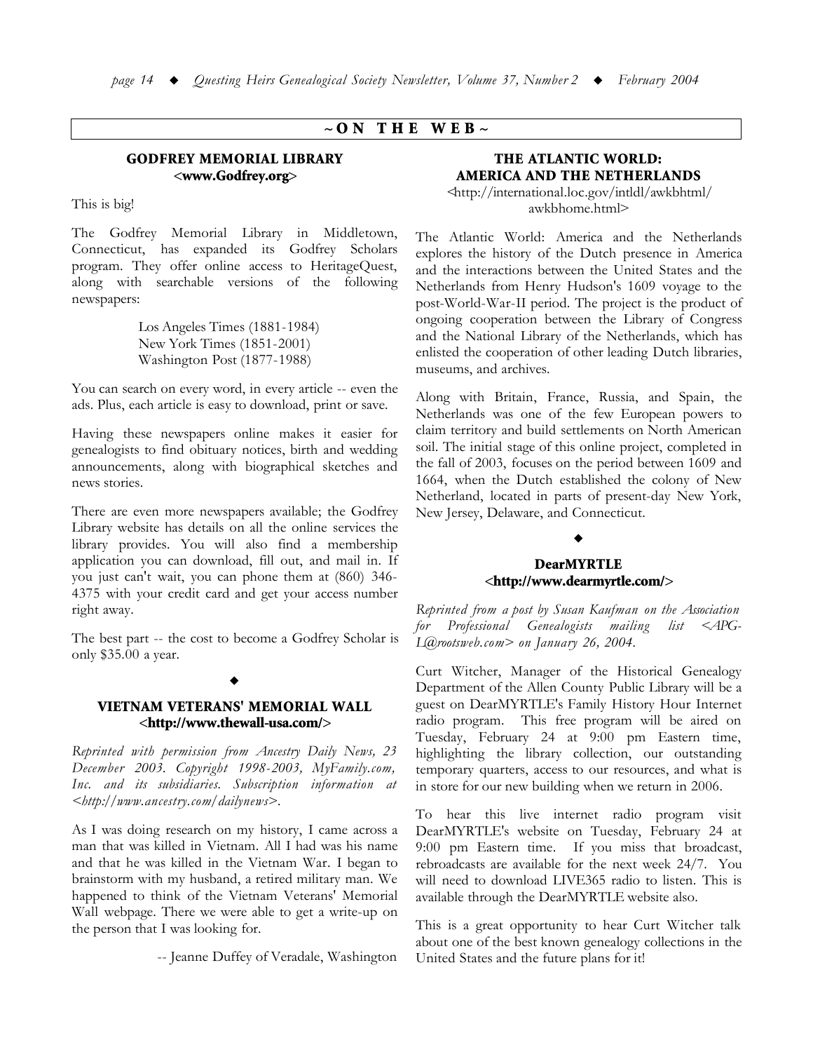## ~ON THE WEB~

### GODFREY MEMORIAL LIBRARY <www.Godfrey.org>

This is big!

The Godfrey Memorial Library in Middletown, Connecticut, has expanded its Godfrey Scholars program. They offer online access to HeritageQuest, along with searchable versions of the following newspapers:

> Los Angeles Times (1881-1984)
> New York Times (1851-2001)
> Washington Post (1877-1988)

You can search on every word, in every article -- even the ads. Plus, each article is easy to download, print or save.

Having these newspapers online makes it easier for genealogists to find obituary notices, birth and wedding announcements, along with biographical sketches and news stories.

There are even more newspapers available; the Godfrey Library website has details on all the online services the library provides. You will also find a membership application you can download, fill out, and mail in. If you just can't wait, you can phone them at (860) 346-4375 with your credit card and get your access number right away.

The best part -- the cost to become a Godfrey Scholar is only $35.00 a year.

◆

### VIETNAM VETERANS' MEMORIAL WALL <http://www.thewall-usa.com/>

*Reprinted with permission from Ancestry Daily News, 23 December 2003. Copyright 1998-2003, MyFamily.com, Inc. and its subsidiaries. Subscription information at <http://www.ancestry.com/dailynews>.*

As I was doing research on my history, I came across a man that was killed in Vietnam. All I had was his name and that he was killed in the Vietnam War. I began to brainstorm with my husband, a retired military man. We happened to think of the Vietnam Veterans' Memorial Wall webpage. There we were able to get a write-up on the person that I was looking for.

-- Jeanne Duffey of Veradale, Washington

### THE ATLANTIC WORLD: AMERICA AND THE NETHERLANDS
<http://international.loc.gov/intldl/awkbhtml/awkbhome.html>

The Atlantic World: America and the Netherlands explores the history of the Dutch presence in America and the interactions between the United States and the Netherlands from Henry Hudson's 1609 voyage to the post-World-War-II period. The project is the product of ongoing cooperation between the Library of Congress and the National Library of the Netherlands, which has enlisted the cooperation of other leading Dutch libraries, museums, and archives.

Along with Britain, France, Russia, and Spain, the Netherlands was one of the few European powers to claim territory and build settlements on North American soil. The initial stage of this online project, completed in the fall of 2003, focuses on the period between 1609 and 1664, when the Dutch established the colony of New Netherland, located in parts of present-day New York, New Jersey, Delaware, and Connecticut.

◆

### DearMYRTLE <http://www.dearmyrtle.com/>

*Reprinted from a post by Susan Kaufman on the Association for Professional Genealogists mailing list <APG-L@rootsweb.com> on January 26, 2004.*

Curt Witcher, Manager of the Historical Genealogy Department of the Allen County Public Library will be a guest on DearMYRTLE's Family History Hour Internet radio program. This free program will be aired on Tuesday, February 24 at 9:00 pm Eastern time, highlighting the library collection, our outstanding temporary quarters, access to our resources, and what is in store for our new building when we return in 2006.

To hear this live internet radio program visit DearMYRTLE's website on Tuesday, February 24 at 9:00 pm Eastern time. If you miss that broadcast, rebroadcasts are available for the next week 24/7. You will need to download LIVE365 radio to listen. This is available through the DearMYRTLE website also.

This is a great opportunity to hear Curt Witcher talk about one of the best known genealogy collections in the United States and the future plans for it!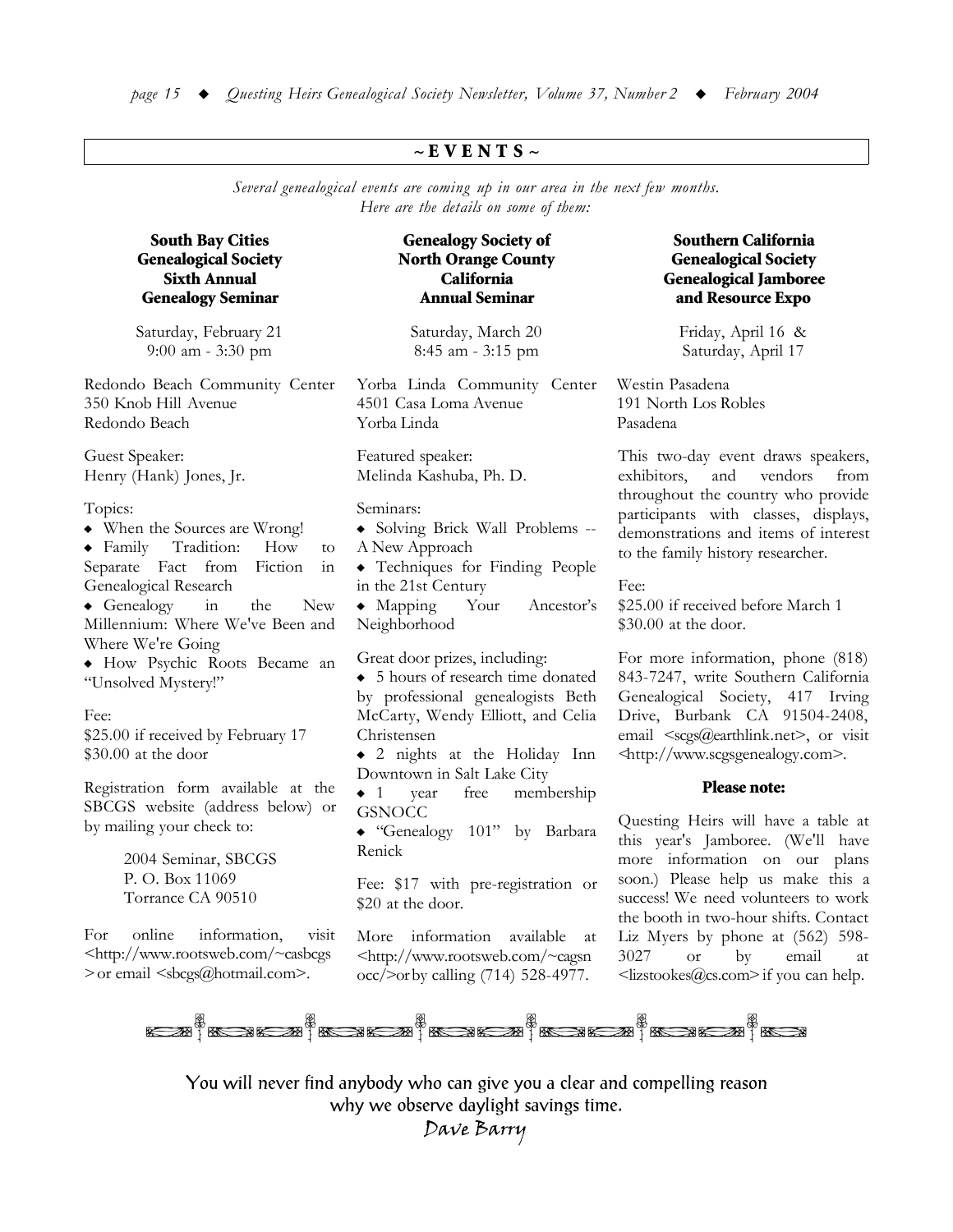## ~ EVENTS ~

*Several genealogical events are coming up in our area in the next few months. Here are the details on some of them:*

### South Bay Cities Genealogical Society Sixth Annual Genealogy Seminar

Saturday, February 21
9:00 am - 3:30 pm

Redondo Beach Community Center
350 Knob Hill Avenue
Redondo Beach

Guest Speaker:
Henry (Hank) Jones, Jr.

Topics:

- When the Sources are Wrong!
- Family Tradition: How to Separate Fact from Fiction in Genealogical Research
- Genealogy in the New Millennium: Where We've Been and Where We're Going
- How Psychic Roots Became an "Unsolved Mystery!"

Fee:
$25.00 if received by February 17
$30.00 at the door

Registration form available at the SBCGS website (address below) or by mailing your check to:

> 2004 Seminar, SBCGS
> P. O. Box 11069
> Torrance CA 90510

For online information, visit <http://www.rootsweb.com/~casbcgs> or email <sbcgs@hotmail.com>.

### Genealogy Society of North Orange County California Annual Seminar

Saturday, March 20
8:45 am - 3:15 pm

Yorba Linda Community Center
4501 Casa Loma Avenue
Yorba Linda

Featured speaker:
Melinda Kashuba, Ph. D.

Seminars:

- Solving Brick Wall Problems -- A New Approach
- Techniques for Finding People in the 21st Century
- Mapping Your Ancestor's Neighborhood

Great door prizes, including:

- 5 hours of research time donated by professional genealogists Beth McCarty, Wendy Elliott, and Celia Christensen
- 2 nights at the Holiday Inn Downtown in Salt Lake City
- 1 year free membership GSNOCC
- "Genealogy 101" by Barbara Renick

Fee: $17 with pre-registration or $20 at the door.

More information available at <http://www.rootsweb.com/~cagsnocc/> or by calling (714) 528-4977.

### Southern California Genealogical Society Genealogical Jamboree and Resource Expo

Friday, April 16 &
Saturday, April 17

Westin Pasadena
191 North Los Robles
Pasadena

This two-day event draws speakers, exhibitors, and vendors from throughout the country who provide participants with classes, displays, demonstrations and items of interest to the family history researcher.

Fee:
$25.00 if received before March 1
$30.00 at the door.

For more information, phone (818) 843-7247, write Southern California Genealogical Society, 417 Irving Drive, Burbank CA 91504-2408, email <scgs@earthlink.net>, or visit <http://www.scgsgenealogy.com>.

#### Please note:

Questing Heirs will have a table at this year's Jamboree. (We'll have more information on our plans soon.) Please help us make this a success! We need volunteers to work the booth in two-hour shifts. Contact Liz Myers by phone at (562) 598-3027 or by email at <lizstookes@cs.com> if you can help.

---

You will never find anybody who can give you a clear and compelling reason why we observe daylight savings time.

*Dave Barry*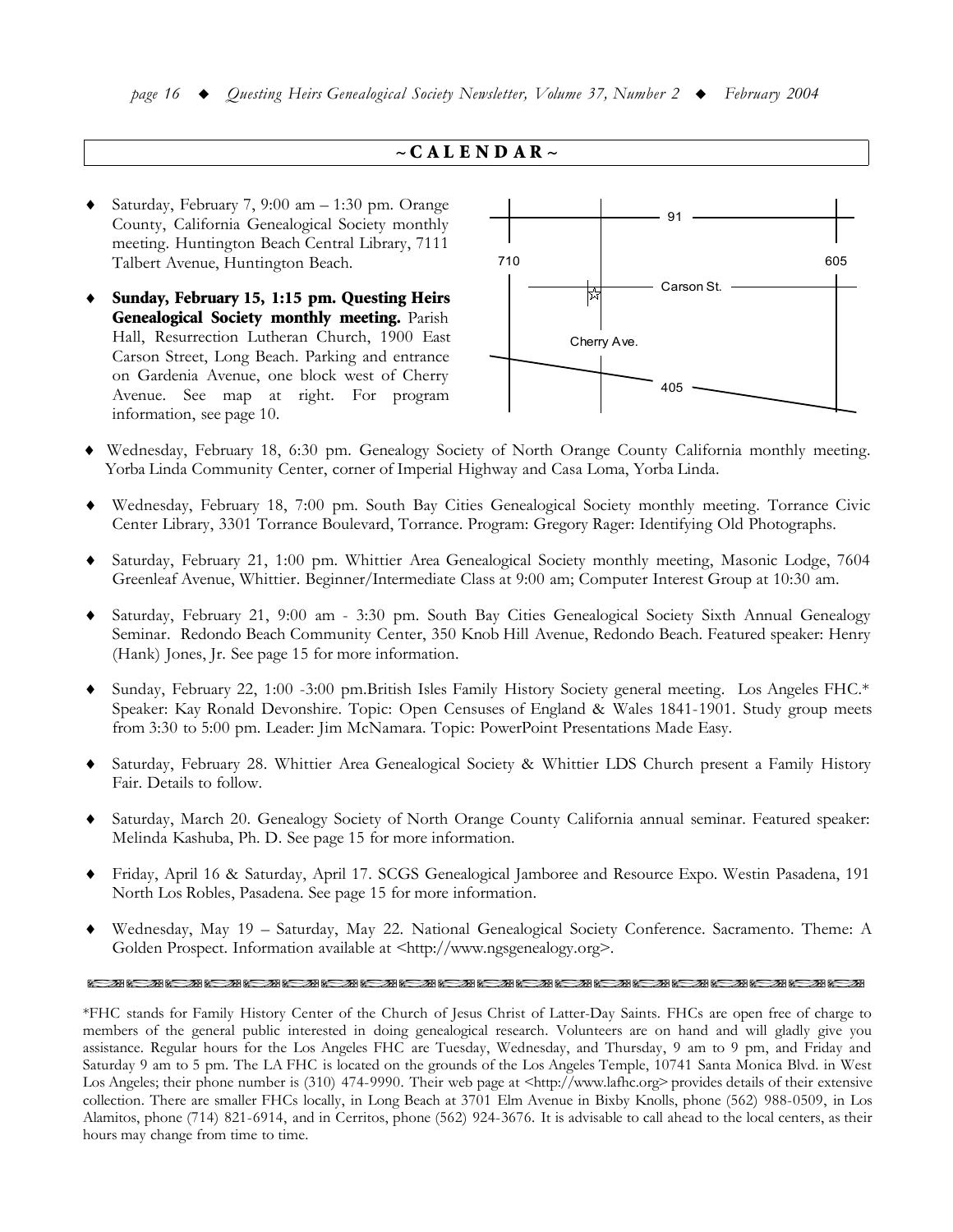## ~ CALENDAR ~

- Saturday, February 7, 9:00 am – 1:30 pm. Orange County, California Genealogical Society monthly meeting. Huntington Beach Central Library, 7111 Talbert Avenue, Huntington Beach.
- **Sunday, February 15, 1:15 pm. Questing Heirs Genealogical Society monthly meeting.** Parish Hall, Resurrection Lutheran Church, 1900 East Carson Street, Long Beach. Parking and entrance on Gardenia Avenue, one block west of Cherry Avenue. See map at right. For program information, see page 10.

91
710
605
Carson St.
Cherry Ave.
405

- Wednesday, February 18, 6:30 pm. Genealogy Society of North Orange County California monthly meeting. Yorba Linda Community Center, corner of Imperial Highway and Casa Loma, Yorba Linda.
- Wednesday, February 18, 7:00 pm. South Bay Cities Genealogical Society monthly meeting. Torrance Civic Center Library, 3301 Torrance Boulevard, Torrance. Program: Gregory Rager: Identifying Old Photographs.
- Saturday, February 21, 1:00 pm. Whittier Area Genealogical Society monthly meeting, Masonic Lodge, 7604 Greenleaf Avenue, Whittier. Beginner/Intermediate Class at 9:00 am; Computer Interest Group at 10:30 am.
- Saturday, February 21, 9:00 am - 3:30 pm. South Bay Cities Genealogical Society Sixth Annual Genealogy Seminar. Redondo Beach Community Center, 350 Knob Hill Avenue, Redondo Beach. Featured speaker: Henry (Hank) Jones, Jr. See page 15 for more information.
- Sunday, February 22, 1:00 -3:00 pm.British Isles Family History Society general meeting. Los Angeles FHC.* Speaker: Kay Ronald Devonshire. Topic: Open Censuses of England & Wales 1841-1901. Study group meets from 3:30 to 5:00 pm. Leader: Jim McNamara. Topic: PowerPoint Presentations Made Easy.
- Saturday, February 28. Whittier Area Genealogical Society & Whittier LDS Church present a Family History Fair. Details to follow.
- Saturday, March 20. Genealogy Society of North Orange County California annual seminar. Featured speaker: Melinda Kashuba, Ph. D. See page 15 for more information.
- Friday, April 16 & Saturday, April 17. SCGS Genealogical Jamboree and Resource Expo. Westin Pasadena, 191 North Los Robles, Pasadena. See page 15 for more information.
- Wednesday, May 19 – Saturday, May 22. National Genealogical Society Conference. Sacramento. Theme: A Golden Prospect. Information available at <http://www.ngsgenealogy.org>.

*FHC stands for Family History Center of the Church of Jesus Christ of Latter-Day Saints. FHCs are open free of charge to members of the general public interested in doing genealogical research. Volunteers are on hand and will gladly give you assistance. Regular hours for the Los Angeles FHC are Tuesday, Wednesday, and Thursday, 9 am to 9 pm, and Friday and Saturday 9 am to 5 pm. The LA FHC is located on the grounds of the Los Angeles Temple, 10741 Santa Monica Blvd. in West Los Angeles; their phone number is (310) 474-9990. Their web page at <http://www.lafhc.org> provides details of their extensive collection. There are smaller FHCs locally, in Long Beach at 3701 Elm Avenue in Bixby Knolls, phone (562) 988-0509, in Los Alamitos, phone (714) 821-6914, and in Cerritos, phone (562) 924-3676. It is advisable to call ahead to the local centers, as their hours may change from time to time.